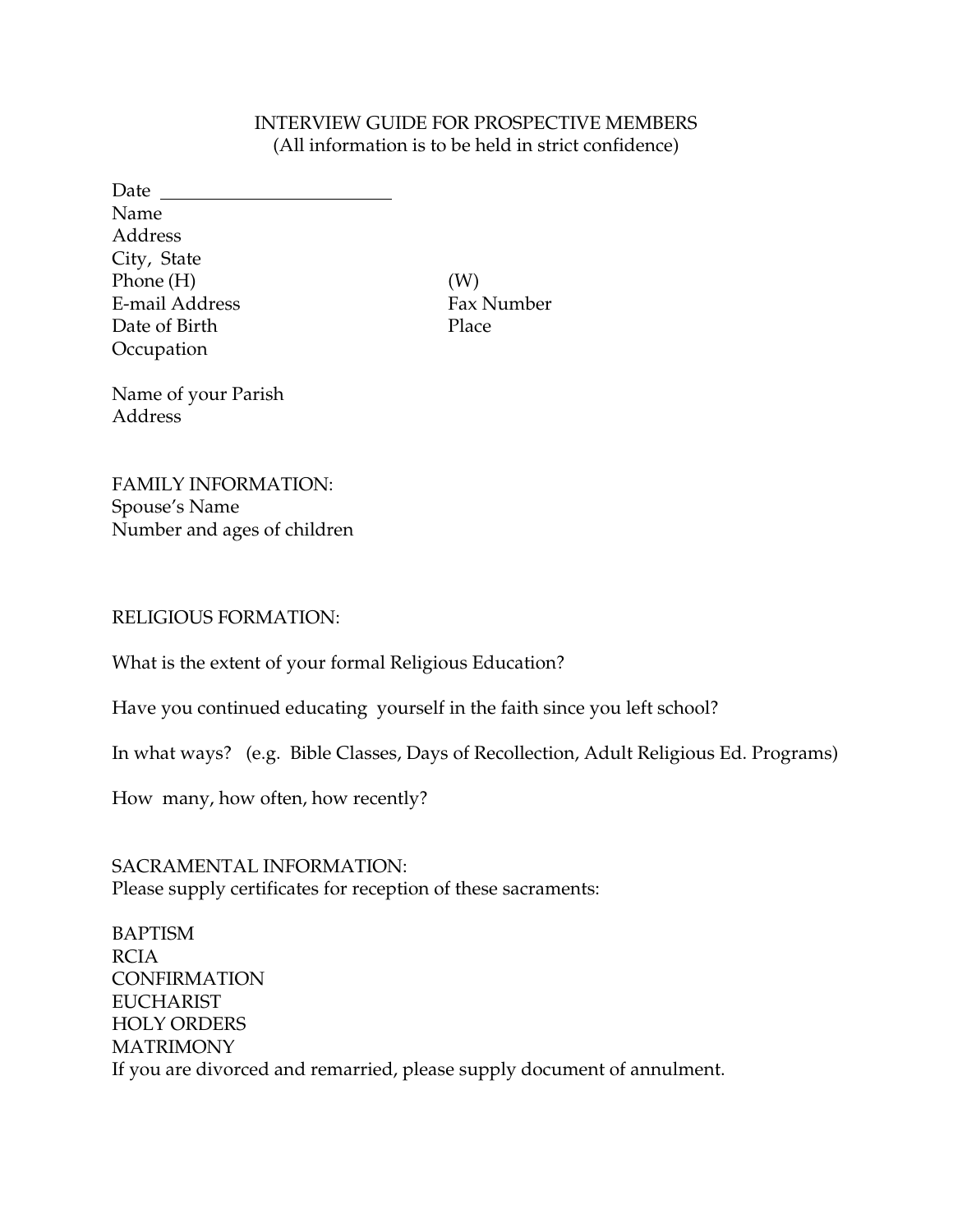# INTERVIEW GUIDE FOR PROSPECTIVE MEMBERS

(All information is to be held in strict confidence)

Date ________________________

Name

Address

City, State

Phone (H) (W)

E-mail Address Fax Number

Date of Birth Place

Occupation

Name of your Parish

Address

FAMILY INFORMATION:

Spouse's Name

Number and ages of children

RELIGIOUS FORMATION:

What is the extent of your formal Religious Education?

Have you continued educating yourself in the faith since you left school?

In what ways? (e.g. Bible Classes, Days of Recollection, Adult Religious Ed. Programs)

How many, how often, how recently?

SACRAMENTAL INFORMATION:

Please supply certificates for reception of these sacraments:

BAPTISM

RCIA

CONFIRMATION

EUCHARIST

HOLY ORDERS

MATRIMONY

If you are divorced and remarried, please supply document of annulment.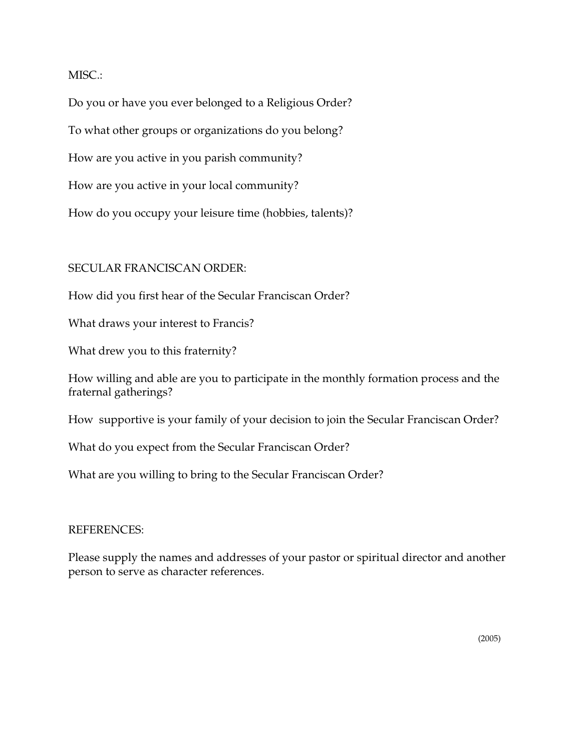MISC.:

Do you or have you ever belonged to a Religious Order?

To what other groups or organizations do you belong?

How are you active in you parish community?

How are you active in your local community?

How do you occupy your leisure time (hobbies, talents)?

SECULAR FRANCISCAN ORDER:

How did you first hear of the Secular Franciscan Order?

What draws your interest to Francis?

What drew you to this fraternity?

How willing and able are you to participate in the monthly formation process and the fraternal gatherings?

How supportive is your family of your decision to join the Secular Franciscan Order?

What do you expect from the Secular Franciscan Order?

What are you willing to bring to the Secular Franciscan Order?

REFERENCES:

Please supply the names and addresses of your pastor or spiritual director and another person to serve as character references.

(2005)